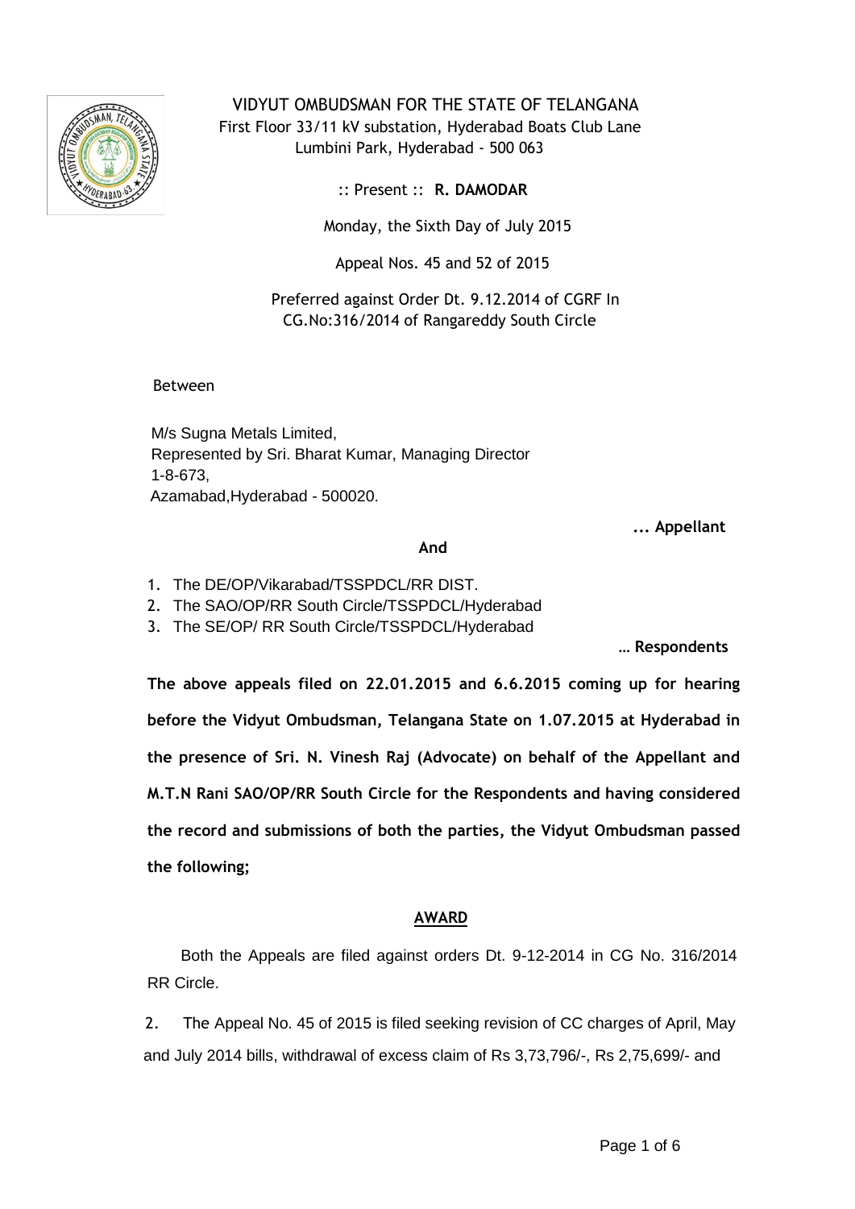# VIDYUT OMBUDSMAN FOR THE STATE OF TELANGANA

First Floor 33/11 kV substation, Hyderabad Boats Club Lane
Lumbini Park, Hyderabad - 500 063

:: Present :: **R. DAMODAR**

Monday, the Sixth Day of July 2015

Appeal Nos. 45 and 52 of 2015

Preferred against Order Dt. 9.12.2014 of CGRF In
CG.No:316/2014 of Rangareddy South Circle

Between

M/s Sugna Metals Limited,
Represented by Sri. Bharat Kumar, Managing Director
1-8-673,
Azamabad,Hyderabad - 500020.

**... Appellant**

**And**

1. The DE/OP/Vikarabad/TSSPDCL/RR DIST.
2. The SAO/OP/RR South Circle/TSSPDCL/Hyderabad
3. The SE/OP/ RR South Circle/TSSPDCL/Hyderabad

**… Respondents**

**The above appeals filed on 22.01.2015 and 6.6.2015 coming up for hearing before the Vidyut Ombudsman, Telangana State on 1.07.2015 at Hyderabad in the presence of Sri. N. Vinesh Raj (Advocate) on behalf of the Appellant and M.T.N Rani SAO/OP/RR South Circle for the Respondents and having considered the record and submissions of both the parties, the Vidyut Ombudsman passed the following;**

## AWARD

Both the Appeals are filed against orders Dt. 9-12-2014 in CG No. 316/2014 RR Circle.

2. The Appeal No. 45 of 2015 is filed seeking revision of CC charges of April, May and July 2014 bills, withdrawal of excess claim of Rs 3,73,796/-, Rs 2,75,699/- and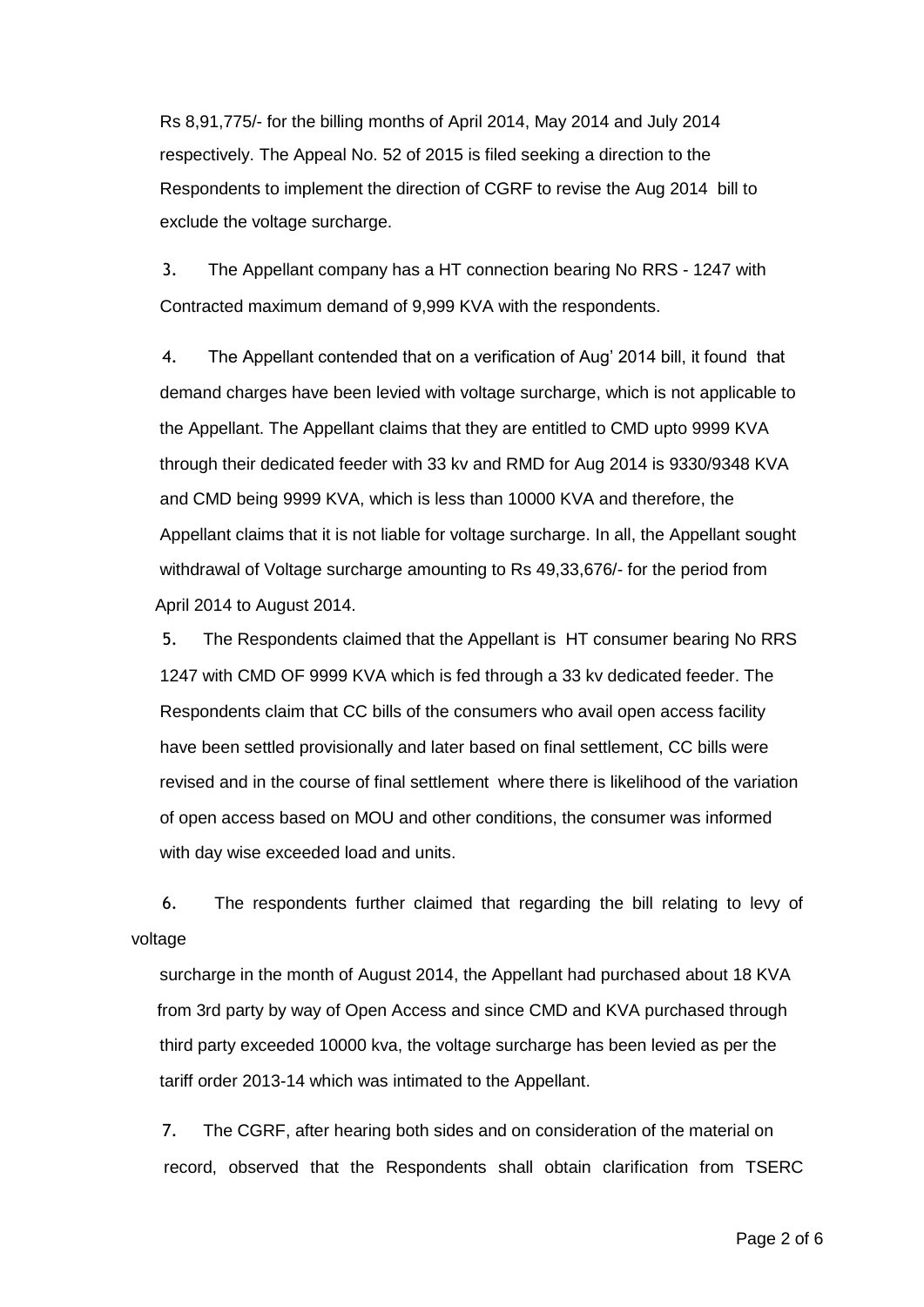Rs 8,91,775/- for the billing months of April 2014, May 2014 and July 2014 respectively. The Appeal No. 52 of 2015 is filed seeking a direction to the Respondents to implement the direction of CGRF to revise the Aug 2014 bill to exclude the voltage surcharge.

3. The Appellant company has a HT connection bearing No RRS - 1247 with Contracted maximum demand of 9,999 KVA with the respondents.

4. The Appellant contended that on a verification of Aug' 2014 bill, it found that demand charges have been levied with voltage surcharge, which is not applicable to the Appellant. The Appellant claims that they are entitled to CMD upto 9999 KVA through their dedicated feeder with 33 kv and RMD for Aug 2014 is 9330/9348 KVA and CMD being 9999 KVA, which is less than 10000 KVA and therefore, the Appellant claims that it is not liable for voltage surcharge. In all, the Appellant sought withdrawal of Voltage surcharge amounting to Rs 49,33,676/- for the period from April 2014 to August 2014.

5. The Respondents claimed that the Appellant is HT consumer bearing No RRS 1247 with CMD OF 9999 KVA which is fed through a 33 kv dedicated feeder. The Respondents claim that CC bills of the consumers who avail open access facility have been settled provisionally and later based on final settlement, CC bills were revised and in the course of final settlement where there is likelihood of the variation of open access based on MOU and other conditions, the consumer was informed with day wise exceeded load and units.

6. The respondents further claimed that regarding the bill relating to levy of voltage surcharge in the month of August 2014, the Appellant had purchased about 18 KVA from 3rd party by way of Open Access and since CMD and KVA purchased through third party exceeded 10000 kva, the voltage surcharge has been levied as per the tariff order 2013-14 which was intimated to the Appellant.

7. The CGRF, after hearing both sides and on consideration of the material on record, observed that the Respondents shall obtain clarification from TSERC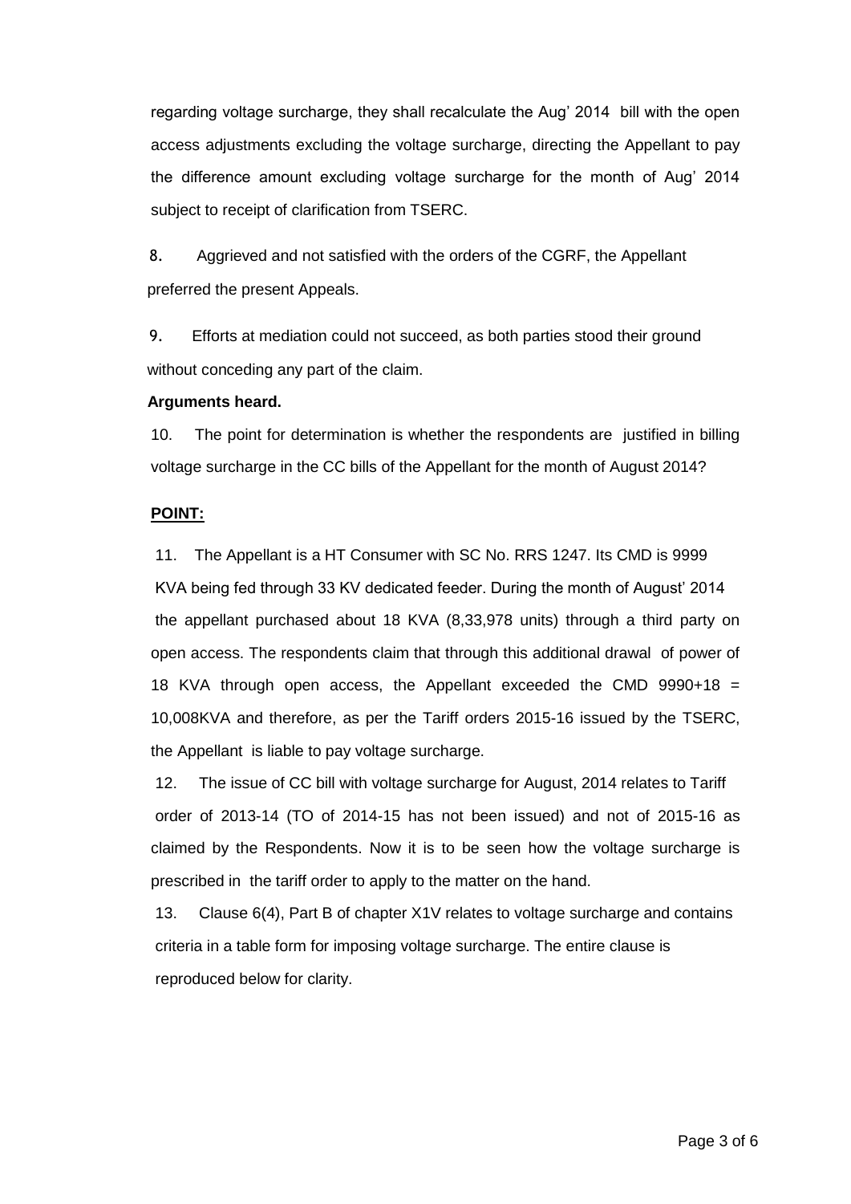regarding voltage surcharge, they shall recalculate the Aug' 2014 bill with the open access adjustments excluding the voltage surcharge, directing the Appellant to pay the difference amount excluding voltage surcharge for the month of Aug' 2014 subject to receipt of clarification from TSERC.

8. Aggrieved and not satisfied with the orders of the CGRF, the Appellant preferred the present Appeals.

9. Efforts at mediation could not succeed, as both parties stood their ground without conceding any part of the claim.

**Arguments heard.**

10. The point for determination is whether the respondents are justified in billing voltage surcharge in the CC bills of the Appellant for the month of August 2014?

**POINT:**

11. The Appellant is a HT Consumer with SC No. RRS 1247. Its CMD is 9999 KVA being fed through 33 KV dedicated feeder. During the month of August' 2014 the appellant purchased about 18 KVA (8,33,978 units) through a third party on open access. The respondents claim that through this additional drawal of power of 18 KVA through open access, the Appellant exceeded the CMD 9990+18 = 10,008KVA and therefore, as per the Tariff orders 2015-16 issued by the TSERC, the Appellant is liable to pay voltage surcharge.

12. The issue of CC bill with voltage surcharge for August, 2014 relates to Tariff order of 2013-14 (TO of 2014-15 has not been issued) and not of 2015-16 as claimed by the Respondents. Now it is to be seen how the voltage surcharge is prescribed in the tariff order to apply to the matter on the hand.

13. Clause 6(4), Part B of chapter X1V relates to voltage surcharge and contains criteria in a table form for imposing voltage surcharge. The entire clause is reproduced below for clarity.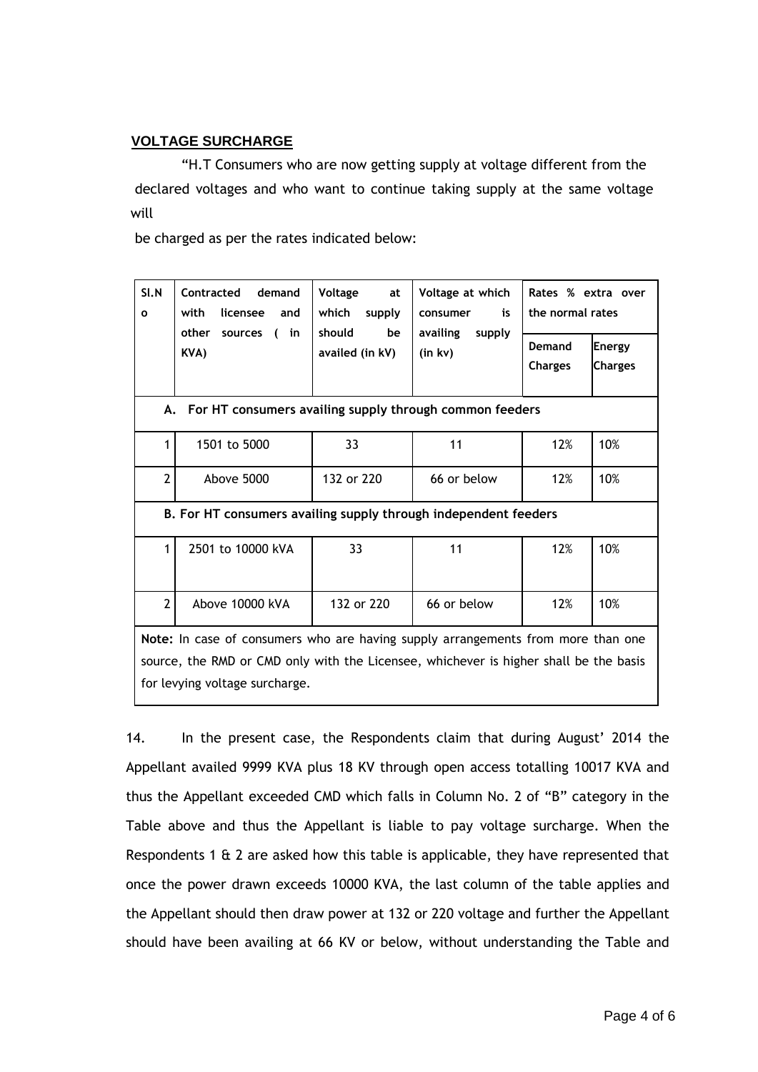**VOLTAGE SURCHARGE**

"H.T Consumers who are now getting supply at voltage different from the declared voltages and who want to continue taking supply at the same voltage will

be charged as per the rates indicated below:

| Sl.No | Contracted demand with licensee and other sources ( in KVA) | Voltage at which supply should be availed (in kV) | Voltage at which consumer is availing supply (in kv) | Rates % extra over the normal rates | |
|---|---|---|---|---|---|
| | | | | Demand Charges | Energy Charges |
| **A. For HT consumers availing supply through common feeders** | | | | | |
| 1 | 1501 to 5000 | 33 | 11 | 12% | 10% |
| 2 | Above 5000 | 132 or 220 | 66 or below | 12% | 10% |
| **B. For HT consumers availing supply through independent feeders** | | | | | |
| 1 | 2501 to 10000 kVA | 33 | 11 | 12% | 10% |
| 2 | Above 10000 kVA | 132 or 220 | 66 or below | 12% | 10% |
| **Note:** In case of consumers who are having supply arrangements from more than one source, the RMD or CMD only with the Licensee, whichever is higher shall be the basis for levying voltage surcharge. | | | | | |

14. In the present case, the Respondents claim that during August' 2014 the Appellant availed 9999 KVA plus 18 KV through open access totalling 10017 KVA and thus the Appellant exceeded CMD which falls in Column No. 2 of "B" category in the Table above and thus the Appellant is liable to pay voltage surcharge. When the Respondents 1 & 2 are asked how this table is applicable, they have represented that once the power drawn exceeds 10000 KVA, the last column of the table applies and the Appellant should then draw power at 132 or 220 voltage and further the Appellant should have been availing at 66 KV or below, without understanding the Table and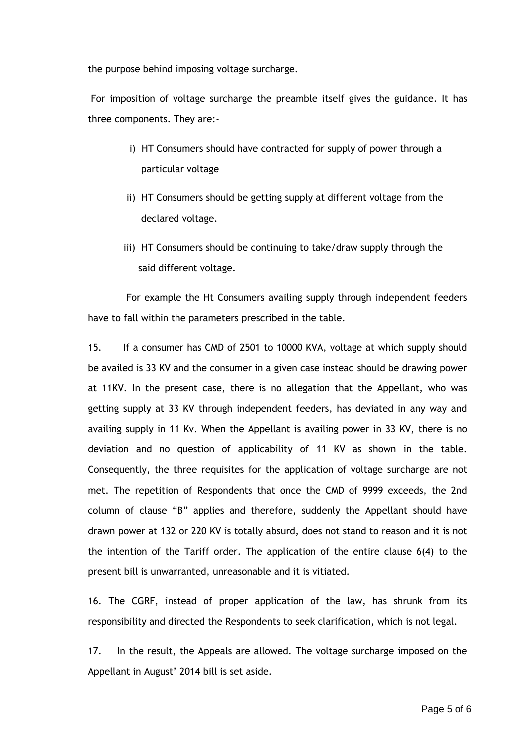the purpose behind imposing voltage surcharge.

For imposition of voltage surcharge the preamble itself gives the guidance. It has three components. They are:-

i) HT Consumers should have contracted for supply of power through a particular voltage

ii) HT Consumers should be getting supply at different voltage from the declared voltage.

iii) HT Consumers should be continuing to take/draw supply through the said different voltage.

For example the Ht Consumers availing supply through independent feeders have to fall within the parameters prescribed in the table.

15. If a consumer has CMD of 2501 to 10000 KVA, voltage at which supply should be availed is 33 KV and the consumer in a given case instead should be drawing power at 11KV. In the present case, there is no allegation that the Appellant, who was getting supply at 33 KV through independent feeders, has deviated in any way and availing supply in 11 Kv. When the Appellant is availing power in 33 KV, there is no deviation and no question of applicability of 11 KV as shown in the table. Consequently, the three requisites for the application of voltage surcharge are not met. The repetition of Respondents that once the CMD of 9999 exceeds, the 2nd column of clause "B" applies and therefore, suddenly the Appellant should have drawn power at 132 or 220 KV is totally absurd, does not stand to reason and it is not the intention of the Tariff order. The application of the entire clause 6(4) to the present bill is unwarranted, unreasonable and it is vitiated.

16. The CGRF, instead of proper application of the law, has shrunk from its responsibility and directed the Respondents to seek clarification, which is not legal.

17. In the result, the Appeals are allowed. The voltage surcharge imposed on the Appellant in August' 2014 bill is set aside.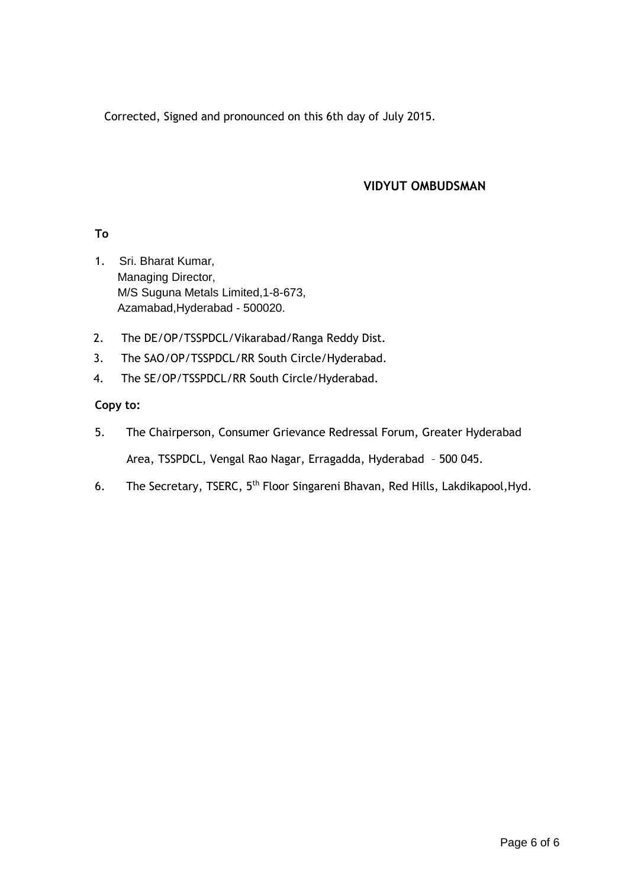Corrected, Signed and pronounced on this 6th day of July 2015.

**VIDYUT OMBUDSMAN**

**To**

1. Sri. Bharat Kumar,
   Managing Director,
   M/S Suguna Metals Limited,1-8-673,
   Azamabad,Hyderabad - 500020.
2. The DE/OP/TSSPDCL/Vikarabad/Ranga Reddy Dist.
3. The SAO/OP/TSSPDCL/RR South Circle/Hyderabad.
4. The SE/OP/TSSPDCL/RR South Circle/Hyderabad.

**Copy to:**

5. The Chairperson, Consumer Grievance Redressal Forum, Greater Hyderabad Area, TSSPDCL, Vengal Rao Nagar, Erragadda, Hyderabad – 500 045.
6. The Secretary, TSERC, 5th Floor Singareni Bhavan, Red Hills, Lakdikapool,Hyd.